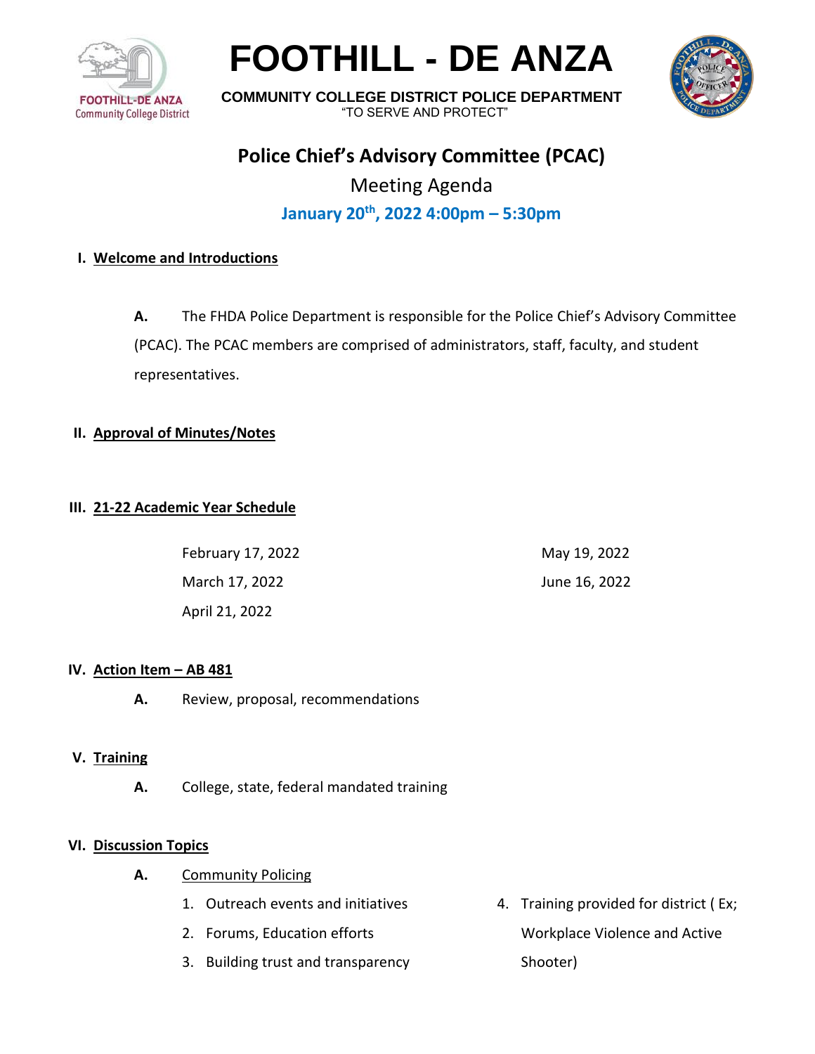# FOOTHILL - DE ANZA

**COMMUNITY COLLEGE DISTRICT POLICE DEPARTMENT**

"TO SERVE AND PROTECT"

## Police Chief's Advisory Committee (PCAC)

### Meeting Agenda

**January 20th, 2022 4:00pm – 5:30pm**

**I. Welcome and Introductions**

**A.** The FHDA Police Department is responsible for the Police Chief's Advisory Committee (PCAC). The PCAC members are comprised of administrators, staff, faculty, and student representatives.

**II. Approval of Minutes/Notes**

**III. 21-22 Academic Year Schedule**

- February 17, 2022
- March 17, 2022
- April 21, 2022
- May 19, 2022
- June 16, 2022

**IV. Action Item – AB 481**

**A.** Review, proposal, recommendations

**V. Training**

**A.** College, state, federal mandated training

**VI. Discussion Topics**

**A.** Community Policing

1. Outreach events and initiatives
2. Forums, Education efforts
3. Building trust and transparency
4. Training provided for district ( Ex; Workplace Violence and Active Shooter)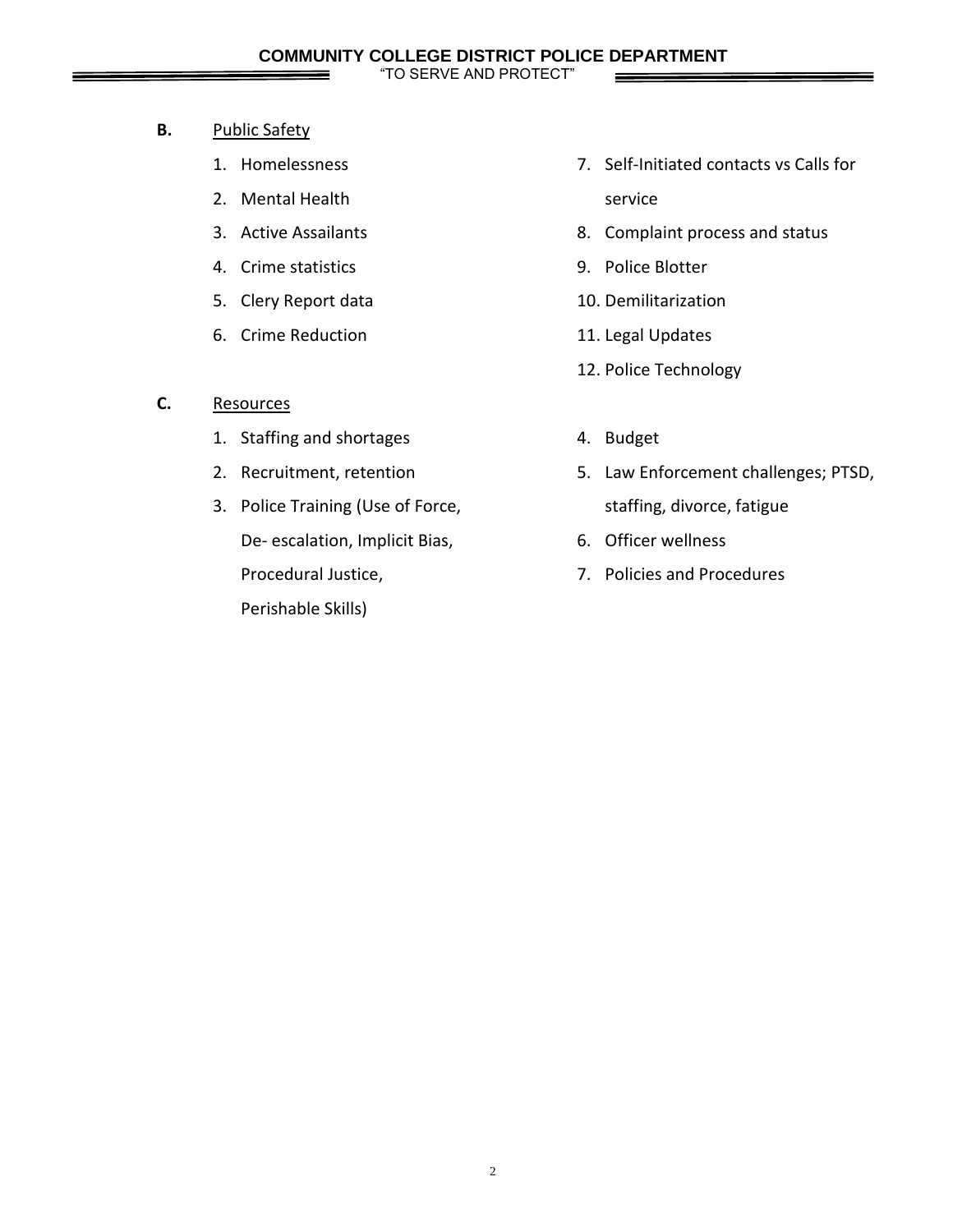**B.** Public Safety

1. Homelessness
2. Mental Health
3. Active Assailants
4. Crime statistics
5. Clery Report data
6. Crime Reduction
7. Self-Initiated contacts vs Calls for service
8. Complaint process and status
9. Police Blotter
10. Demilitarization
11. Legal Updates
12. Police Technology

**C.** Resources

1. Staffing and shortages
2. Recruitment, retention
3. Police Training (Use of Force, De- escalation, Implicit Bias, Procedural Justice, Perishable Skills)
4. Budget
5. Law Enforcement challenges; PTSD, staffing, divorce, fatigue
6. Officer wellness
7. Policies and Procedures